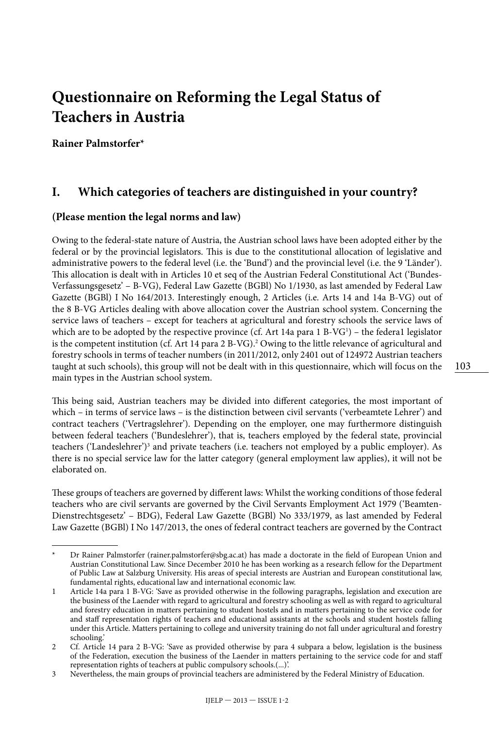# Questionnaire on Reforming the Legal Status of Teachers in Austria

**Rainer Palmstorfer***

## I. Which categories of teachers are distinguished in your country?

### (Please mention the legal norms and law)

Owing to the federal-state nature of Austria, the Austrian school laws have been adopted either by the federal or by the provincial legislators. This is due to the constitutional allocation of legislative and administrative powers to the federal level (i.e. the 'Bund') and the provincial level (i.e. the 9 'Länder'). This allocation is dealt with in Articles 10 et seq of the Austrian Federal Constitutional Act ('Bundes-Verfassungsgesetz' – B-VG), Federal Law Gazette (BGBl) No 1/1930, as last amended by Federal Law Gazette (BGBl) I No 164/2013. Interestingly enough, 2 Articles (i.e. Arts 14 and 14a B-VG) out of the 8 B-VG Articles dealing with above allocation cover the Austrian school system. Concerning the service laws of teachers – except for teachers at agricultural and forestry schools the service laws of which are to be adopted by the respective province (cf. Art 14a para 1 B-VG[1]) – the federa1 legislator is the competent institution (cf. Art 14 para 2 B-VG).[2] Owing to the little relevance of agricultural and forestry schools in terms of teacher numbers (in 2011/2012, only 2401 out of 124972 Austrian teachers taught at such schools), this group will not be dealt with in this questionnaire, which will focus on the main types in the Austrian school system.

This being said, Austrian teachers may be divided into different categories, the most important of which – in terms of service laws – is the distinction between civil servants ('verbeamtete Lehrer') and contract teachers ('Vertragslehrer'). Depending on the employer, one may furthermore distinguish between federal teachers ('Bundeslehrer'), that is, teachers employed by the federal state, provincial teachers ('Landeslehrer')[3] and private teachers (i.e. teachers not employed by a public employer). As there is no special service law for the latter category (general employment law applies), it will not be elaborated on.

These groups of teachers are governed by different laws: Whilst the working conditions of those federal teachers who are civil servants are governed by the Civil Servants Employment Act 1979 ('Beamten-Dienstrechtsgesetz' – BDG), Federal Law Gazette (BGBl) No 333/1979, as last amended by Federal Law Gazette (BGBl) I No 147/2013, the ones of federal contract teachers are governed by the Contract

---

\* Dr Rainer Palmstorfer (rainer.palmstorfer@sbg.ac.at) has made a doctorate in the field of European Union and Austrian Constitutional Law. Since December 2010 he has been working as a research fellow for the Department of Public Law at Salzburg University. His areas of special interests are Austrian and European constitutional law, fundamental rights, educational law and international economic law.

1 Article 14a para 1 B-VG: 'Save as provided otherwise in the following paragraphs, legislation and execution are the business of the Laender with regard to agricultural and forestry schooling as well as with regard to agricultural and forestry education in matters pertaining to student hostels and in matters pertaining to the service code for and staff representation rights of teachers and educational assistants at the schools and student hostels falling under this Article. Matters pertaining to college and university training do not fall under agricultural and forestry schooling.'

2 Cf. Article 14 para 2 B-VG: 'Save as provided otherwise by para 4 subpara a below, legislation is the business of the Federation, execution the business of the Laender in matters pertaining to the service code for and staff representation rights of teachers at public compulsory schools.(...)'.

3 Nevertheless, the main groups of provincial teachers are administered by the Federal Ministry of Education.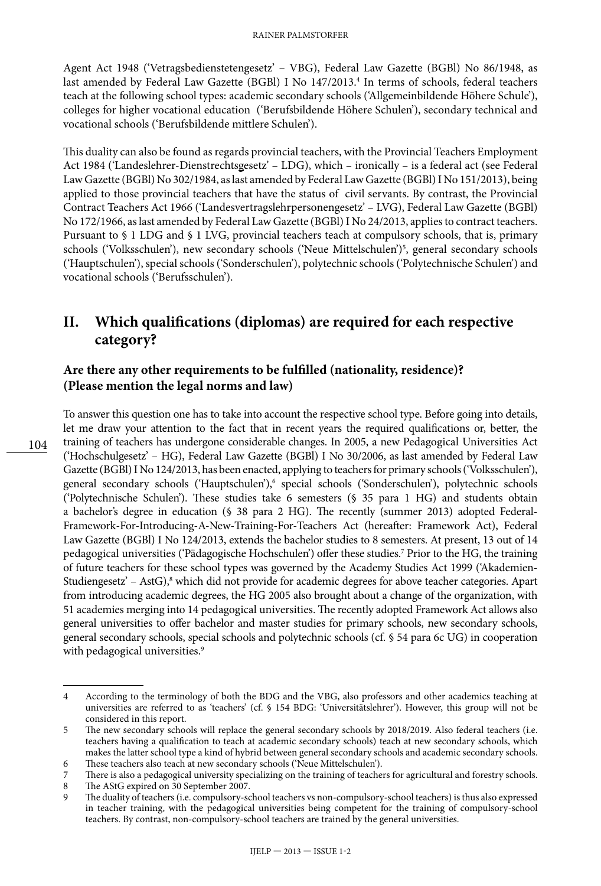Agent Act 1948 ('Vetragsbedienstetengesetz' – VBG), Federal Law Gazette (BGBl) No 86/1948, as last amended by Federal Law Gazette (BGBl) I No 147/2013.[4] In terms of schools, federal teachers teach at the following school types: academic secondary schools ('Allgemeinbildende Höhere Schule'), colleges for higher vocational education ('Berufsbildende Höhere Schulen'), secondary technical and vocational schools ('Berufsbildende mittlere Schulen').

This duality can also be found as regards provincial teachers, with the Provincial Teachers Employment Act 1984 ('Landeslehrer-Dienstrechtsgesetz' – LDG), which – ironically – is a federal act (see Federal Law Gazette (BGBl) No 302/1984, as last amended by Federal Law Gazette (BGBl) I No 151/2013), being applied to those provincial teachers that have the status of civil servants. By contrast, the Provincial Contract Teachers Act 1966 ('Landesvertragslehrpersonenengesetz' – LVG), Federal Law Gazette (BGBl) No 172/1966, as last amended by Federal Law Gazette (BGBl) I No 24/2013, applies to contract teachers. Pursuant to § 1 LDG and § 1 LVG, provincial teachers teach at compulsory schools, that is, primary schools ('Volksschulen'), new secondary schools ('Neue Mittelschulen')[5], general secondary schools ('Hauptschulen'), special schools ('Sonderschulen'), polytechnic schools ('Polytechnische Schulen') and vocational schools ('Berufsschulen').

## II. Which qualifications (diplomas) are required for each respective category?

### Are there any other requirements to be fulfilled (nationality, residence)? (Please mention the legal norms and law)

To answer this question one has to take into account the respective school type. Before going into details, let me draw your attention to the fact that in recent years the required qualifications or, better, the training of teachers has undergone considerable changes. In 2005, a new Pedagogical Universities Act ('Hochschulgesetz' – HG), Federal Law Gazette (BGBl) I No 30/2006, as last amended by Federal Law Gazette (BGBl) I No 124/2013, has been enacted, applying to teachers for primary schools ('Volksschulen'), general secondary schools ('Hauptschulen'),[6] special schools ('Sonderschulen'), polytechnic schools ('Polytechnische Schulen'). These studies take 6 semesters (§ 35 para 1 HG) and students obtain a bachelor's degree in education (§ 38 para 2 HG). The recently (summer 2013) adopted Federal-Framework-For-Introducing-A-New-Training-For-Teachers Act (hereafter: Framework Act), Federal Law Gazette (BGBl) I No 124/2013, extends the bachelor studies to 8 semesters. At present, 13 out of 14 pedagogical universities ('Pädagogische Hochschulen') offer these studies.[7] Prior to the HG, the training of future teachers for these school types was governed by the Academy Studies Act 1999 ('Akademien-Studiengesetz' – AStG),[8] which did not provide for academic degrees for above teacher categories. Apart from introducing academic degrees, the HG 2005 also brought about a change of the organization, with 51 academies merging into 14 pedagogical universities. The recently adopted Framework Act allows also general universities to offer bachelor and master studies for primary schools, new secondary schools, general secondary schools, special schools and polytechnic schools (cf. § 54 para 6c UG) in cooperation with pedagogical universities.[9]

---

4 According to the terminology of both the BDG and the VBG, also professors and other academics teaching at universities are referred to as 'teachers' (cf. § 154 BDG: 'Universitätslehrer'). However, this group will not be considered in this report.

5 The new secondary schools will replace the general secondary schools by 2018/2019. Also federal teachers (i.e. teachers having a qualification to teach at academic secondary schools) teach at new secondary schools, which makes the latter school type a kind of hybrid between general secondary schools and academic secondary schools.

6 These teachers also teach at new secondary schools ('Neue Mittelschulen').

7 There is also a pedagogical university specializing on the training of teachers for agricultural and forestry schools.

8 The AStG expired on 30 September 2007.

9 The duality of teachers (i.e. compulsory-school teachers vs non-compulsory-school teachers) is thus also expressed in teacher training, with the pedagogical universities being competent for the training of compulsory-school teachers. By contrast, non-compulsory-school teachers are trained by the general universities.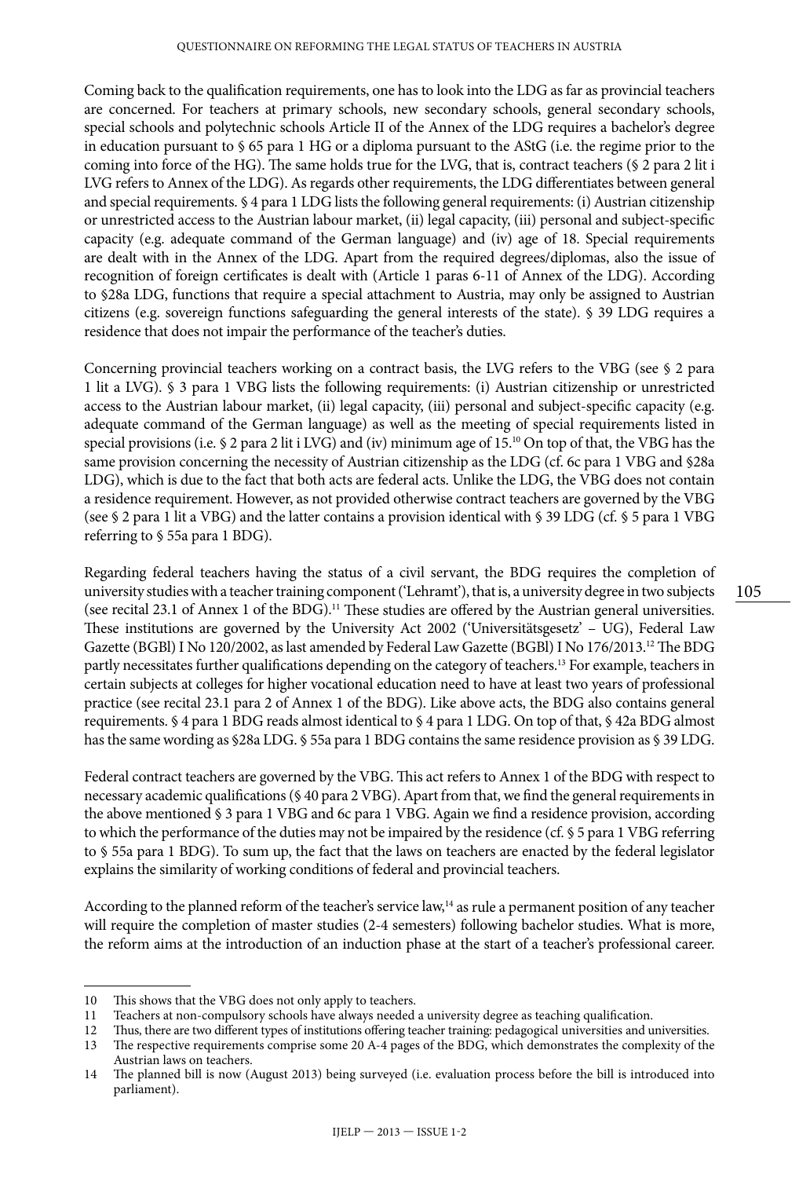Coming back to the qualification requirements, one has to look into the LDG as far as provincial teachers are concerned. For teachers at primary schools, new secondary schools, general secondary schools, special schools and polytechnic schools Article II of the Annex of the LDG requires a bachelor's degree in education pursuant to § 65 para 1 HG or a diploma pursuant to the AStG (i.e. the regime prior to the coming into force of the HG). The same holds true for the LVG, that is, contract teachers (§ 2 para 2 lit i LVG refers to Annex of the LDG). As regards other requirements, the LDG differentiates between general and special requirements. § 4 para 1 LDG lists the following general requirements: (i) Austrian citizenship or unrestricted access to the Austrian labour market, (ii) legal capacity, (iii) personal and subject-specific capacity (e.g. adequate command of the German language) and (iv) age of 18. Special requirements are dealt with in the Annex of the LDG. Apart from the required degrees/diplomas, also the issue of recognition of foreign certificates is dealt with (Article 1 paras 6-11 of Annex of the LDG). According to §28a LDG, functions that require a special attachment to Austria, may only be assigned to Austrian citizens (e.g. sovereign functions safeguarding the general interests of the state). § 39 LDG requires a residence that does not impair the performance of the teacher's duties.

Concerning provincial teachers working on a contract basis, the LVG refers to the VBG (see § 2 para 1 lit a LVG). § 3 para 1 VBG lists the following requirements: (i) Austrian citizenship or unrestricted access to the Austrian labour market, (ii) legal capacity, (iii) personal and subject-specific capacity (e.g. adequate command of the German language) as well as the meeting of special requirements listed in special provisions (i.e. § 2 para 2 lit i LVG) and (iv) minimum age of 15.[10] On top of that, the VBG has the same provision concerning the necessity of Austrian citizenship as the LDG (cf. 6c para 1 VBG and §28a LDG), which is due to the fact that both acts are federal acts. Unlike the LDG, the VBG does not contain a residence requirement. However, as not provided otherwise contract teachers are governed by the VBG (see § 2 para 1 lit a VBG) and the latter contains a provision identical with § 39 LDG (cf. § 5 para 1 VBG referring to § 55a para 1 BDG).

Regarding federal teachers having the status of a civil servant, the BDG requires the completion of university studies with a teacher training component ('Lehramt'), that is, a university degree in two subjects (see recital 23.1 of Annex 1 of the BDG).[11] These studies are offered by the Austrian general universities. These institutions are governed by the University Act 2002 ('Universitätsgesetz' – UG), Federal Law Gazette (BGBl) I No 120/2002, as last amended by Federal Law Gazette (BGBl) I No 176/2013.[12] The BDG partly necessitates further qualifications depending on the category of teachers.[13] For example, teachers in certain subjects at colleges for higher vocational education need to have at least two years of professional practice (see recital 23.1 para 2 of Annex 1 of the BDG). Like above acts, the BDG also contains general requirements. § 4 para 1 BDG reads almost identical to § 4 para 1 LDG. On top of that, § 42a BDG almost has the same wording as §28a LDG. § 55a para 1 BDG contains the same residence provision as § 39 LDG.

Federal contract teachers are governed by the VBG. This act refers to Annex 1 of the BDG with respect to necessary academic qualifications (§ 40 para 2 VBG). Apart from that, we find the general requirements in the above mentioned § 3 para 1 VBG and 6c para 1 VBG. Again we find a residence provision, according to which the performance of the duties may not be impaired by the residence (cf. § 5 para 1 VBG referring to § 55a para 1 BDG). To sum up, the fact that the laws on teachers are enacted by the federal legislator explains the similarity of working conditions of federal and provincial teachers.

According to the planned reform of the teacher's service law,[14] as rule a permanent position of any teacher will require the completion of master studies (2-4 semesters) following bachelor studies. What is more, the reform aims at the introduction of an induction phase at the start of a teacher's professional career.

---

10 This shows that the VBG does not only apply to teachers.

11 Teachers at non-compulsory schools have always needed a university degree as teaching qualification.

12 Thus, there are two different types of institutions offering teacher training: pedagogical universities and universities.

13 The respective requirements comprise some 20 A-4 pages of the BDG, which demonstrates the complexity of the Austrian laws on teachers.

14 The planned bill is now (August 2013) being surveyed (i.e. evaluation process before the bill is introduced into parliament).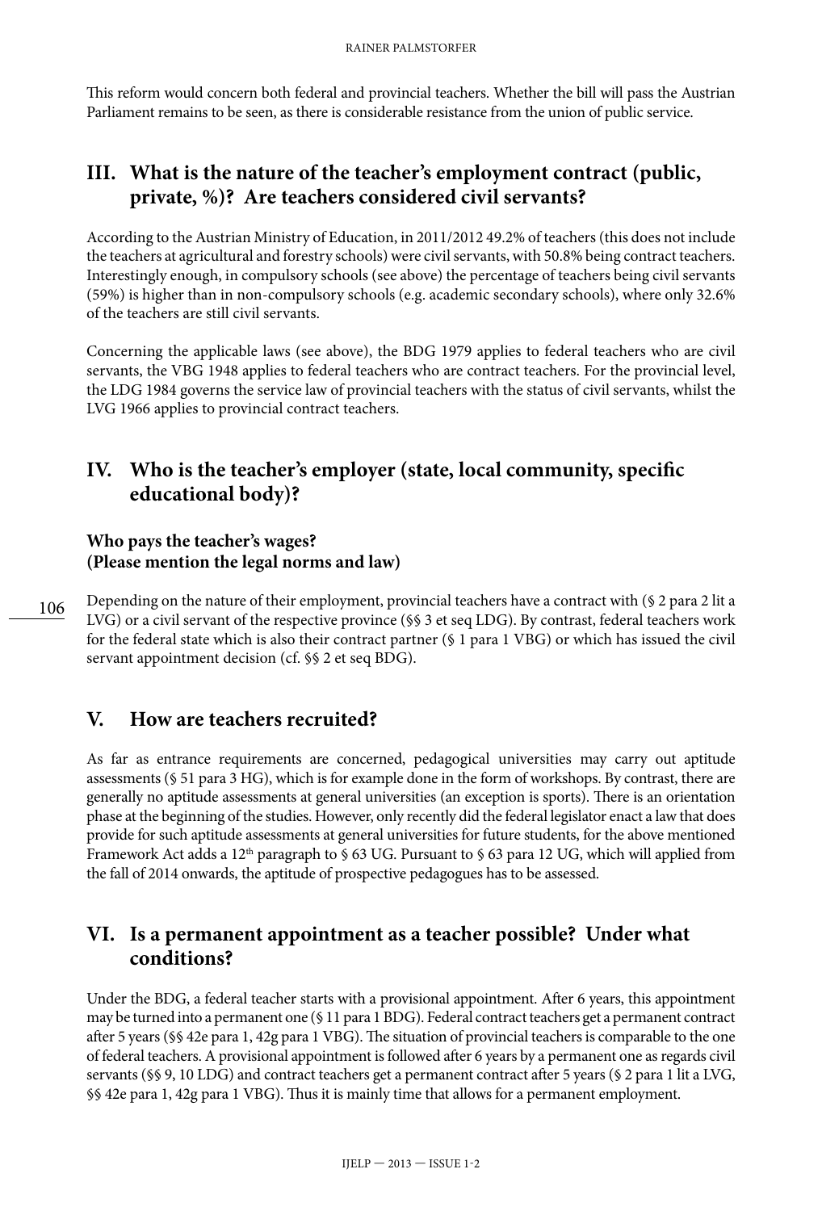This reform would concern both federal and provincial teachers. Whether the bill will pass the Austrian Parliament remains to be seen, as there is considerable resistance from the union of public service.

## III. What is the nature of the teacher's employment contract (public, private, %)? Are teachers considered civil servants?

According to the Austrian Ministry of Education, in 2011/2012 49.2% of teachers (this does not include the teachers at agricultural and forestry schools) were civil servants, with 50.8% being contract teachers. Interestingly enough, in compulsory schools (see above) the percentage of teachers being civil servants (59%) is higher than in non-compulsory schools (e.g. academic secondary schools), where only 32.6% of the teachers are still civil servants.

Concerning the applicable laws (see above), the BDG 1979 applies to federal teachers who are civil servants, the VBG 1948 applies to federal teachers who are contract teachers. For the provincial level, the LDG 1984 governs the service law of provincial teachers with the status of civil servants, whilst the LVG 1966 applies to provincial contract teachers.

## IV. Who is the teacher's employer (state, local community, specific educational body)?

### Who pays the teacher's wages? (Please mention the legal norms and law)

Depending on the nature of their employment, provincial teachers have a contract with (§ 2 para 2 lit a LVG) or a civil servant of the respective province (§§ 3 et seq LDG). By contrast, federal teachers work for the federal state which is also their contract partner (§ 1 para 1 VBG) or which has issued the civil servant appointment decision (cf. §§ 2 et seq BDG).

## V. How are teachers recruited?

As far as entrance requirements are concerned, pedagogical universities may carry out aptitude assessments (§ 51 para 3 HG), which is for example done in the form of workshops. By contrast, there are generally no aptitude assessments at general universities (an exception is sports). There is an orientation phase at the beginning of the studies. However, only recently did the federal legislator enact a law that does provide for such aptitude assessments at general universities for future students, for the above mentioned Framework Act adds a 12th paragraph to § 63 UG. Pursuant to § 63 para 12 UG, which will applied from the fall of 2014 onwards, the aptitude of prospective pedagogues has to be assessed.

## VI. Is a permanent appointment as a teacher possible? Under what conditions?

Under the BDG, a federal teacher starts with a provisional appointment. After 6 years, this appointment may be turned into a permanent one (§ 11 para 1 BDG). Federal contract teachers get a permanent contract after 5 years (§§ 42e para 1, 42g para 1 VBG). The situation of provincial teachers is comparable to the one of federal teachers. A provisional appointment is followed after 6 years by a permanent one as regards civil servants (§§ 9, 10 LDG) and contract teachers get a permanent contract after 5 years (§ 2 para 1 lit a LVG, §§ 42e para 1, 42g para 1 VBG). Thus it is mainly time that allows for a permanent employment.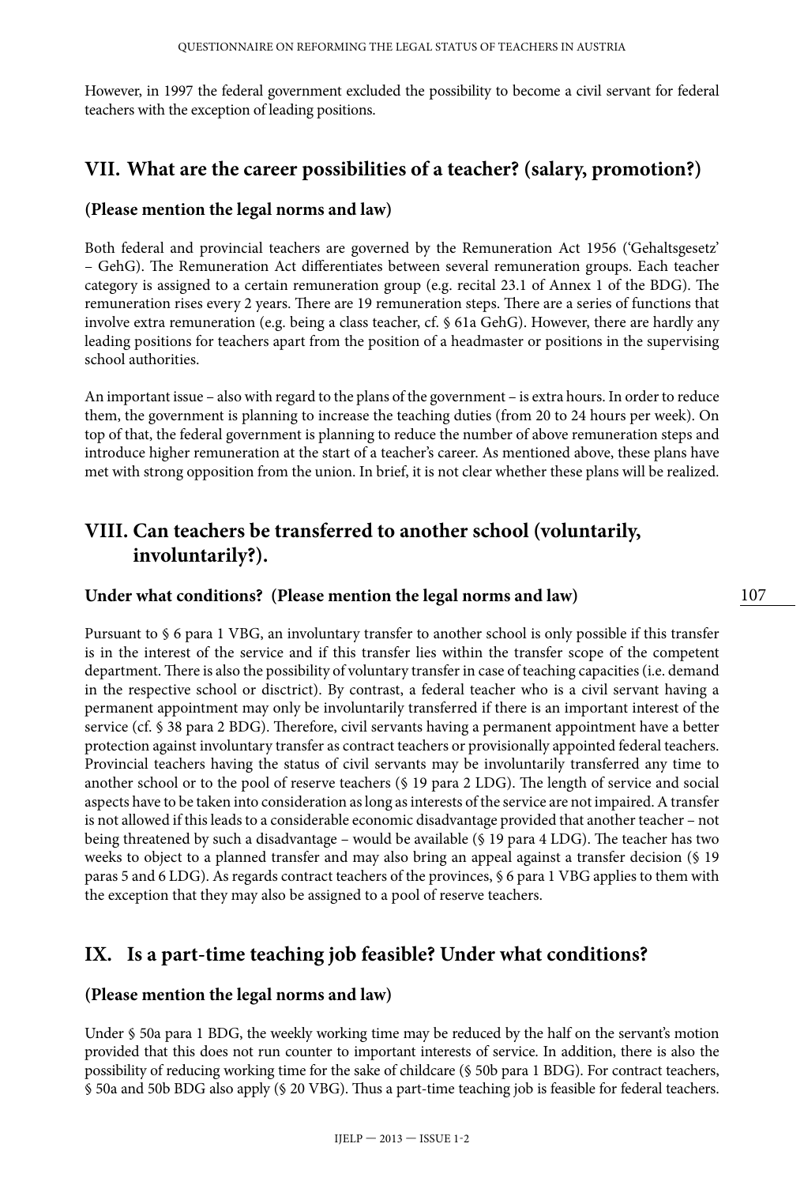However, in 1997 the federal government excluded the possibility to become a civil servant for federal teachers with the exception of leading positions.

## VII. What are the career possibilities of a teacher? (salary, promotion?)

### (Please mention the legal norms and law)

Both federal and provincial teachers are governed by the Remuneration Act 1956 ('Gehaltsgesetz' – GehG). The Remuneration Act differentiates between several remuneration groups. Each teacher category is assigned to a certain remuneration group (e.g. recital 23.1 of Annex 1 of the BDG). The remuneration rises every 2 years. There are 19 remuneration steps. There are a series of functions that involve extra remuneration (e.g. being a class teacher, cf. § 61a GehG). However, there are hardly any leading positions for teachers apart from the position of a headmaster or positions in the supervising school authorities.

An important issue – also with regard to the plans of the government – is extra hours. In order to reduce them, the government is planning to increase the teaching duties (from 20 to 24 hours per week). On top of that, the federal government is planning to reduce the number of above remuneration steps and introduce higher remuneration at the start of a teacher's career. As mentioned above, these plans have met with strong opposition from the union. In brief, it is not clear whether these plans will be realized.

## VIII. Can teachers be transferred to another school (voluntarily, involuntarily?).

### Under what conditions? (Please mention the legal norms and law)

Pursuant to § 6 para 1 VBG, an involuntary transfer to another school is only possible if this transfer is in the interest of the service and if this transfer lies within the transfer scope of the competent department. There is also the possibility of voluntary transfer in case of teaching capacities (i.e. demand in the respective school or disctrict). By contrast, a federal teacher who is a civil servant having a permanent appointment may only be involuntarily transferred if there is an important interest of the service (cf. § 38 para 2 BDG). Therefore, civil servants having a permanent appointment have a better protection against involuntary transfer as contract teachers or provisionally appointed federal teachers. Provincial teachers having the status of civil servants may be involuntarily transferred any time to another school or to the pool of reserve teachers (§ 19 para 2 LDG). The length of service and social aspects have to be taken into consideration as long as interests of the service are not impaired. A transfer is not allowed if this leads to a considerable economic disadvantage provided that another teacher – not being threatened by such a disadvantage – would be available (§ 19 para 4 LDG). The teacher has two weeks to object to a planned transfer and may also bring an appeal against a transfer decision (§ 19 paras 5 and 6 LDG). As regards contract teachers of the provinces, § 6 para 1 VBG applies to them with the exception that they may also be assigned to a pool of reserve teachers.

## IX. Is a part-time teaching job feasible? Under what conditions?

### (Please mention the legal norms and law)

Under § 50a para 1 BDG, the weekly working time may be reduced by the half on the servant's motion provided that this does not run counter to important interests of service. In addition, there is also the possibility of reducing working time for the sake of childcare (§ 50b para 1 BDG). For contract teachers, § 50a and 50b BDG also apply (§ 20 VBG). Thus a part-time teaching job is feasible for federal teachers.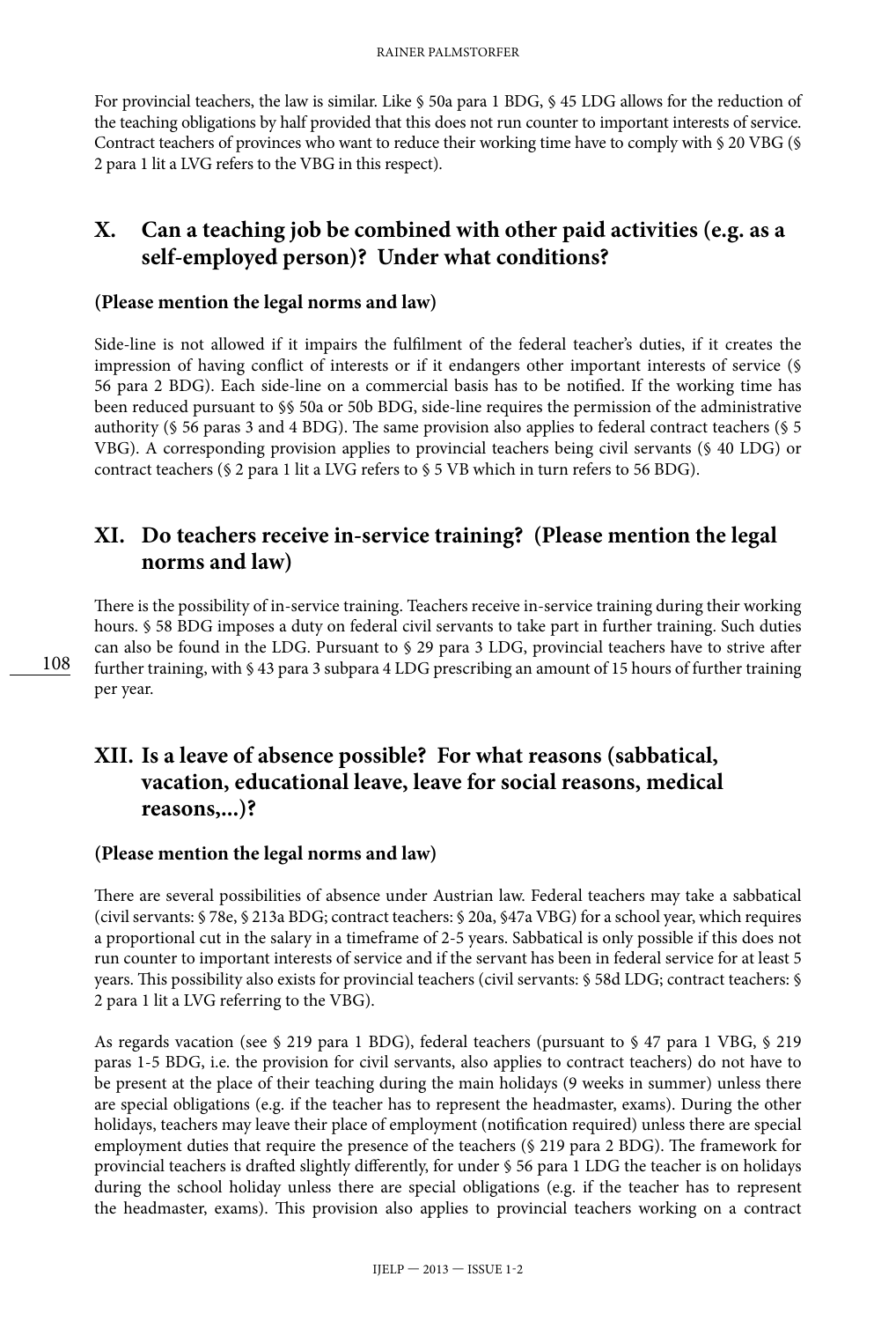For provincial teachers, the law is similar. Like § 50a para 1 BDG, § 45 LDG allows for the reduction of the teaching obligations by half provided that this does not run counter to important interests of service. Contract teachers of provinces who want to reduce their working time have to comply with § 20 VBG (§ 2 para 1 lit a LVG refers to the VBG in this respect).

## X. Can a teaching job be combined with other paid activities (e.g. as a self-employed person)? Under what conditions?

**(Please mention the legal norms and law)**

Side-line is not allowed if it impairs the fulfilment of the federal teacher's duties, if it creates the impression of having conflict of interests or if it endangers other important interests of service (§ 56 para 2 BDG). Each side-line on a commercial basis has to be notified. If the working time has been reduced pursuant to §§ 50a or 50b BDG, side-line requires the permission of the administrative authority (§ 56 paras 3 and 4 BDG). The same provision also applies to federal contract teachers (§ 5 VBG). A corresponding provision applies to provincial teachers being civil servants (§ 40 LDG) or contract teachers (§ 2 para 1 lit a LVG refers to § 5 VB which in turn refers to 56 BDG).

## XI. Do teachers receive in-service training? (Please mention the legal norms and law)

There is the possibility of in-service training. Teachers receive in-service training during their working hours. § 58 BDG imposes a duty on federal civil servants to take part in further training. Such duties can also be found in the LDG. Pursuant to § 29 para 3 LDG, provincial teachers have to strive after further training, with § 43 para 3 subpara 4 LDG prescribing an amount of 15 hours of further training per year.

## XII. Is a leave of absence possible? For what reasons (sabbatical, vacation, educational leave, leave for social reasons, medical reasons,...)?

**(Please mention the legal norms and law)**

There are several possibilities of absence under Austrian law. Federal teachers may take a sabbatical (civil servants: § 78e, § 213a BDG; contract teachers: § 20a, §47a VBG) for a school year, which requires a proportional cut in the salary in a timeframe of 2-5 years. Sabbatical is only possible if this does not run counter to important interests of service and if the servant has been in federal service for at least 5 years. This possibility also exists for provincial teachers (civil servants: § 58d LDG; contract teachers: § 2 para 1 lit a LVG referring to the VBG).

As regards vacation (see § 219 para 1 BDG), federal teachers (pursuant to § 47 para 1 VBG, § 219 paras 1-5 BDG, i.e. the provision for civil servants, also applies to contract teachers) do not have to be present at the place of their teaching during the main holidays (9 weeks in summer) unless there are special obligations (e.g. if the teacher has to represent the headmaster, exams). During the other holidays, teachers may leave their place of employment (notification required) unless there are special employment duties that require the presence of the teachers (§ 219 para 2 BDG). The framework for provincial teachers is drafted slightly differently, for under § 56 para 1 LDG the teacher is on holidays during the school holiday unless there are special obligations (e.g. if the teacher has to represent the headmaster, exams). This provision also applies to provincial teachers working on a contract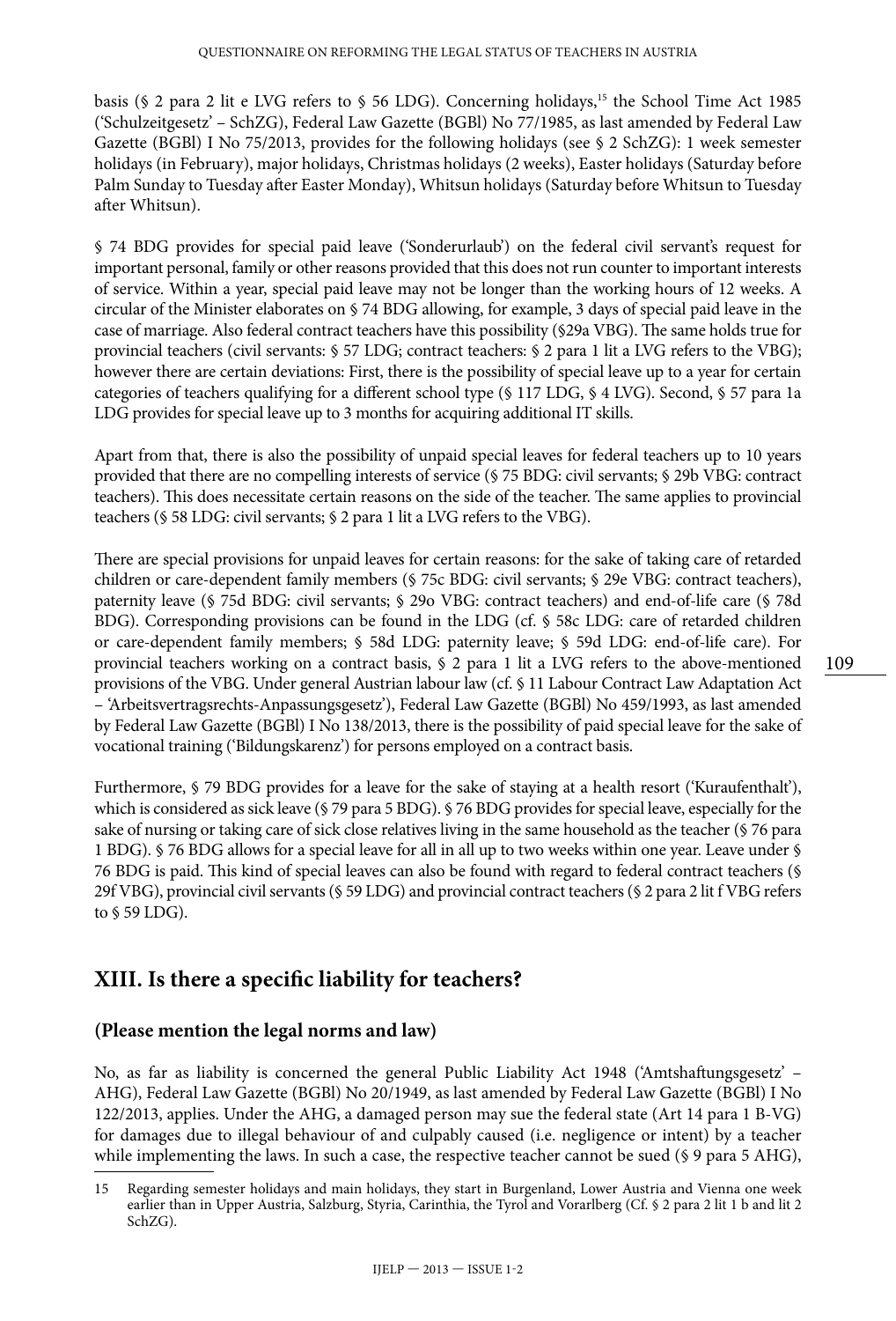basis (§ 2 para 2 lit e LVG refers to § 56 LDG). Concerning holidays,[15] the School Time Act 1985 ('Schulzeitgesetz' – SchZG), Federal Law Gazette (BGBl) No 77/1985, as last amended by Federal Law Gazette (BGBl) I No 75/2013, provides for the following holidays (see § 2 SchZG): 1 week semester holidays (in February), major holidays, Christmas holidays (2 weeks), Easter holidays (Saturday before Palm Sunday to Tuesday after Easter Monday), Whitsun holidays (Saturday before Whitsun to Tuesday after Whitsun).

§ 74 BDG provides for special paid leave ('Sonderurlaub') on the federal civil servant's request for important personal, family or other reasons provided that this does not run counter to important interests of service. Within a year, special paid leave may not be longer than the working hours of 12 weeks. A circular of the Minister elaborates on § 74 BDG allowing, for example, 3 days of special paid leave in the case of marriage. Also federal contract teachers have this possibility (§29a VBG). The same holds true for provincial teachers (civil servants: § 57 LDG; contract teachers: § 2 para 1 lit a LVG refers to the VBG); however there are certain deviations: First, there is the possibility of special leave up to a year for certain categories of teachers qualifying for a different school type (§ 117 LDG, § 4 LVG). Second, § 57 para 1a LDG provides for special leave up to 3 months for acquiring additional IT skills.

Apart from that, there is also the possibility of unpaid special leaves for federal teachers up to 10 years provided that there are no compelling interests of service (§ 75 BDG: civil servants; § 29b VBG: contract teachers). This does necessitate certain reasons on the side of the teacher. The same applies to provincial teachers (§ 58 LDG: civil servants; § 2 para 1 lit a LVG refers to the VBG).

There are special provisions for unpaid leaves for certain reasons: for the sake of taking care of retarded children or care-dependent family members (§ 75c BDG: civil servants; § 29e VBG: contract teachers), paternity leave (§ 75d BDG: civil servants; § 29o VBG: contract teachers) and end-of-life care (§ 78d BDG). Corresponding provisions can be found in the LDG (cf. § 58c LDG: care of retarded children or care-dependent family members; § 58d LDG: paternity leave; § 59d LDG: end-of-life care). For provincial teachers working on a contract basis, § 2 para 1 lit a LVG refers to the above-mentioned provisions of the VBG. Under general Austrian labour law (cf. § 11 Labour Contract Law Adaptation Act – 'Arbeitsvertragsrechts-Anpassungsgesetz'), Federal Law Gazette (BGBl) No 459/1993, as last amended by Federal Law Gazette (BGBl) I No 138/2013, there is the possibility of paid special leave for the sake of vocational training ('Bildungskarenz') for persons employed on a contract basis.

Furthermore, § 79 BDG provides for a leave for the sake of staying at a health resort ('Kuraufenthalt'), which is considered as sick leave (§ 79 para 5 BDG). § 76 BDG provides for special leave, especially for the sake of nursing or taking care of sick close relatives living in the same household as the teacher (§ 76 para 1 BDG). § 76 BDG allows for a special leave for all in all up to two weeks within one year. Leave under § 76 BDG is paid. This kind of special leaves can also be found with regard to federal contract teachers (§ 29f VBG), provincial civil servants (§ 59 LDG) and provincial contract teachers (§ 2 para 2 lit f VBG refers to § 59 LDG).

## XIII. Is there a specific liability for teachers?

### (Please mention the legal norms and law)

No, as far as liability is concerned the general Public Liability Act 1948 ('Amtshaftungsgesetz' – AHG), Federal Law Gazette (BGBl) No 20/1949, as last amended by Federal Law Gazette (BGBl) I No 122/2013, applies. Under the AHG, a damaged person may sue the federal state (Art 14 para 1 B-VG) for damages due to illegal behaviour of and culpably caused (i.e. negligence or intent) by a teacher while implementing the laws. In such a case, the respective teacher cannot be sued (§ 9 para 5 AHG),

---

15 Regarding semester holidays and main holidays, they start in Burgenland, Lower Austria and Vienna one week earlier than in Upper Austria, Salzburg, Styria, Carinthia, the Tyrol and Vorarlberg (Cf. § 2 para 2 lit 1 b and lit 2 SchZG).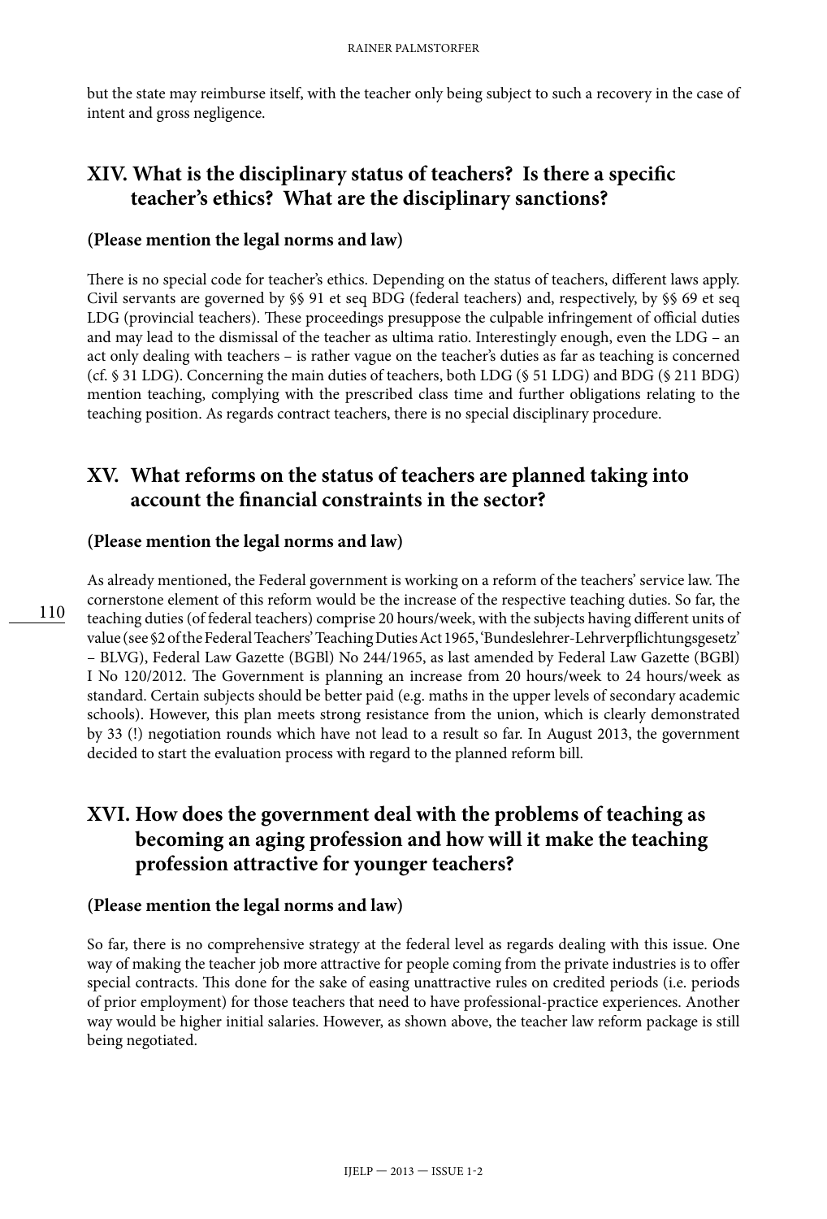but the state may reimburse itself, with the teacher only being subject to such a recovery in the case of intent and gross negligence.

## XIV. What is the disciplinary status of teachers? Is there a specific teacher's ethics? What are the disciplinary sanctions?

**(Please mention the legal norms and law)**

There is no special code for teacher's ethics. Depending on the status of teachers, different laws apply. Civil servants are governed by §§ 91 et seq BDG (federal teachers) and, respectively, by §§ 69 et seq LDG (provincial teachers). These proceedings presuppose the culpable infringement of official duties and may lead to the dismissal of the teacher as ultima ratio. Interestingly enough, even the LDG – an act only dealing with teachers – is rather vague on the teacher's duties as far as teaching is concerned (cf. § 31 LDG). Concerning the main duties of teachers, both LDG (§ 51 LDG) and BDG (§ 211 BDG) mention teaching, complying with the prescribed class time and further obligations relating to the teaching position. As regards contract teachers, there is no special disciplinary procedure.

## XV. What reforms on the status of teachers are planned taking into account the financial constraints in the sector?

**(Please mention the legal norms and law)**

As already mentioned, the Federal government is working on a reform of the teachers' service law. The cornerstone element of this reform would be the increase of the respective teaching duties. So far, the teaching duties (of federal teachers) comprise 20 hours/week, with the subjects having different units of value (see §2 of the Federal Teachers' Teaching Duties Act 1965, 'Bundeslehrer-Lehrverpflichtungsgesetz' – BLVG), Federal Law Gazette (BGBl) No 244/1965, as last amended by Federal Law Gazette (BGBl) I No 120/2012. The Government is planning an increase from 20 hours/week to 24 hours/week as standard. Certain subjects should be better paid (e.g. maths in the upper levels of secondary academic schools). However, this plan meets strong resistance from the union, which is clearly demonstrated by 33 (!) negotiation rounds which have not lead to a result so far. In August 2013, the government decided to start the evaluation process with regard to the planned reform bill.

## XVI. How does the government deal with the problems of teaching as becoming an aging profession and how will it make the teaching profession attractive for younger teachers?

**(Please mention the legal norms and law)**

So far, there is no comprehensive strategy at the federal level as regards dealing with this issue. One way of making the teacher job more attractive for people coming from the private industries is to offer special contracts. This done for the sake of easing unattractive rules on credited periods (i.e. periods of prior employment) for those teachers that need to have professional-practice experiences. Another way would be higher initial salaries. However, as shown above, the teacher law reform package is still being negotiated.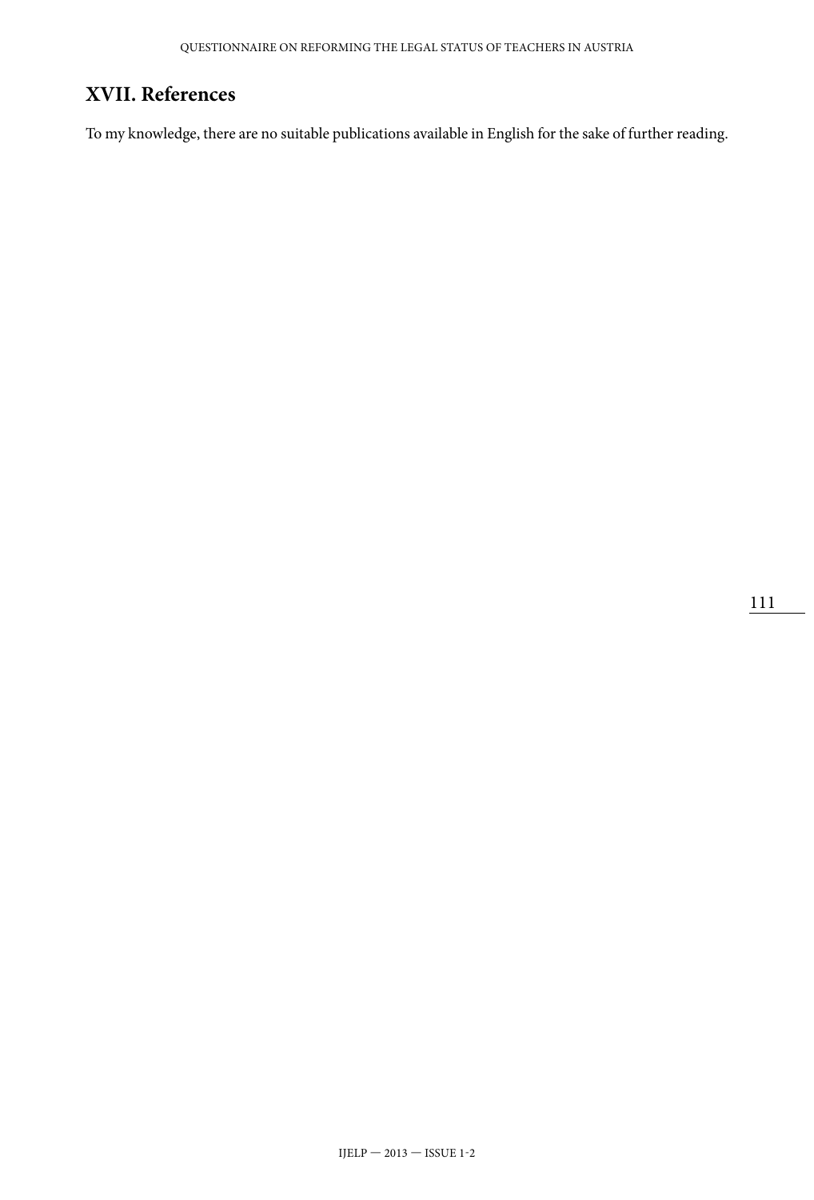## XVII. References

To my knowledge, there are no suitable publications available in English for the sake of further reading.